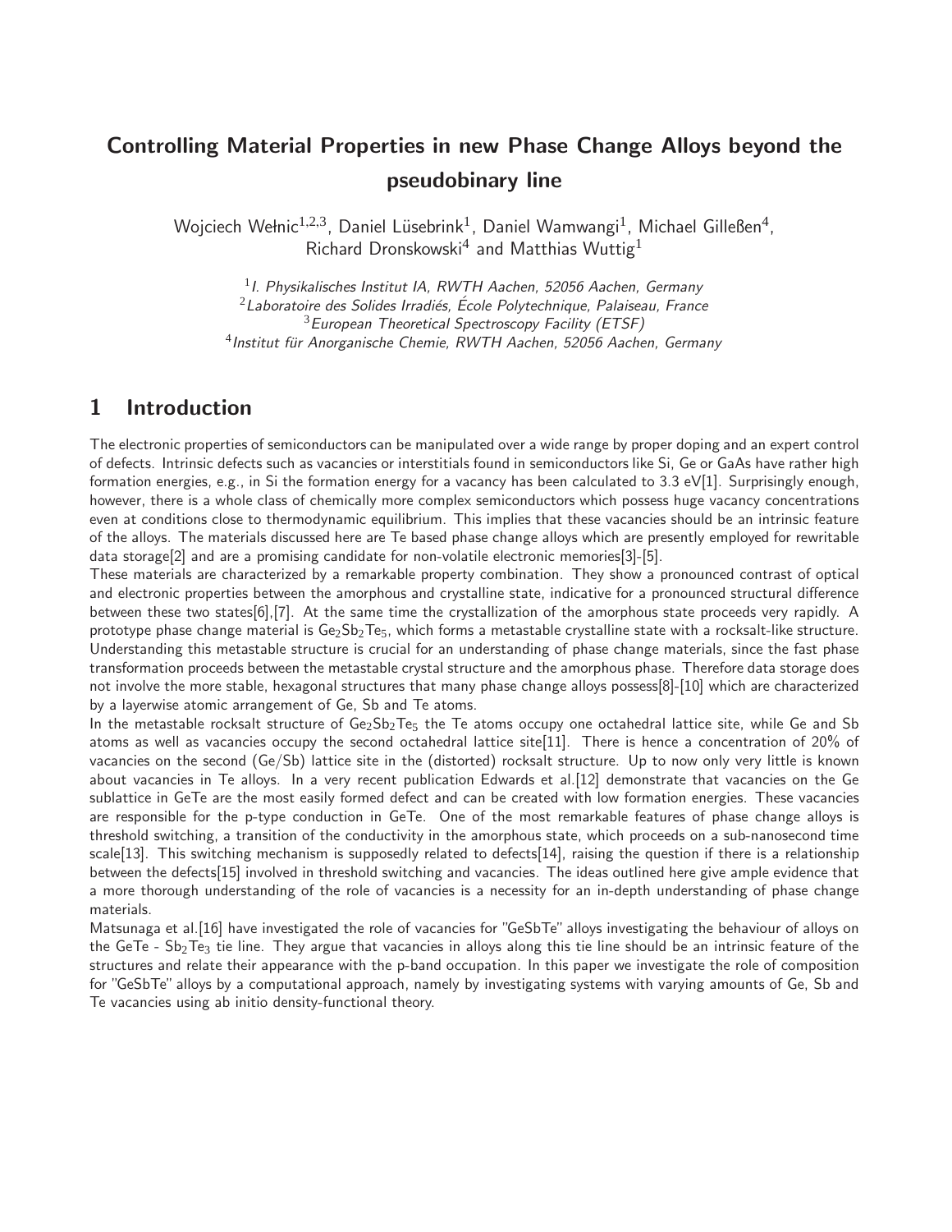# Controlling Material Properties in new Phase Change Alloys beyond the pseudobinary line

Wojciech Wełnic[1,2,3], Daniel Lüsebrink[1], Daniel Wamwangi[1], Michael Gilleßen[4], Richard Dronskowski[4] and Matthias Wuttig[1]

[1] *I. Physikalisches Institut IA, RWTH Aachen, 52056 Aachen, Germany*
[2] *Laboratoire des Solides Irradiés, École Polytechnique, Palaiseau, France*
[3] *European Theoretical Spectroscopy Facility (ETSF)*
[4] *Institut für Anorganische Chemie, RWTH Aachen, 52056 Aachen, Germany*

## 1 Introduction

The electronic properties of semiconductors can be manipulated over a wide range by proper doping and an expert control of defects. Intrinsic defects such as vacancies or interstitials found in semiconductors like Si, Ge or GaAs have rather high formation energies, e.g., in Si the formation energy for a vacancy has been calculated to 3.3 eV[1]. Surprisingly enough, however, there is a whole class of chemically more complex semiconductors which possess huge vacancy concentrations even at conditions close to thermodynamic equilibrium. This implies that these vacancies should be an intrinsic feature of the alloys. The materials discussed here are Te based phase change alloys which are presently employed for rewritable data storage[2] and are a promising candidate for non-volatile electronic memories[3]-[5].

These materials are characterized by a remarkable property combination. They show a pronounced contrast of optical and electronic properties between the amorphous and crystalline state, indicative for a pronounced structural difference between these two states[6],[7]. At the same time the crystallization of the amorphous state proceeds very rapidly. A prototype phase change material is $Ge_2Sb_2Te_5$, which forms a metastable crystalline state with a rocksalt-like structure. Understanding this metastable structure is crucial for an understanding of phase change materials, since the fast phase transformation proceeds between the metastable crystal structure and the amorphous phase. Therefore data storage does not involve the more stable, hexagonal structures that many phase change alloys possess[8]-[10] which are characterized by a layerwise atomic arrangement of Ge, Sb and Te atoms.

In the metastable rocksalt structure of $Ge_2Sb_2Te_5$ the Te atoms occupy one octahedral lattice site, while Ge and Sb atoms as well as vacancies occupy the second octahedral lattice site[11]. There is hence a concentration of 20% of vacancies on the second (Ge/Sb) lattice site in the (distorted) rocksalt structure. Up to now only very little is known about vacancies in Te alloys. In a very recent publication Edwards et al.[12] demonstrate that vacancies on the Ge sublattice in GeTe are the most easily formed defect and can be created with low formation energies. These vacancies are responsible for the p-type conduction in GeTe. One of the most remarkable features of phase change alloys is threshold switching, a transition of the conductivity in the amorphous state, which proceeds on a sub-nanosecond time scale[13]. This switching mechanism is supposedly related to defects[14], raising the question if there is a relationship between the defects[15] involved in threshold switching and vacancies. The ideas outlined here give ample evidence that a more thorough understanding of the role of vacancies is a necessity for an in-depth understanding of phase change materials.

Matsunaga et al.[16] have investigated the role of vacancies for "GeSbTe" alloys investigating the behaviour of alloys on the GeTe - $Sb_2Te_3$ tie line. They argue that vacancies in alloys along this tie line should be an intrinsic feature of the structures and relate their appearance with the p-band occupation. In this paper we investigate the role of composition for "GeSbTe" alloys by a computational approach, namely by investigating systems with varying amounts of Ge, Sb and Te vacancies using ab initio density-functional theory.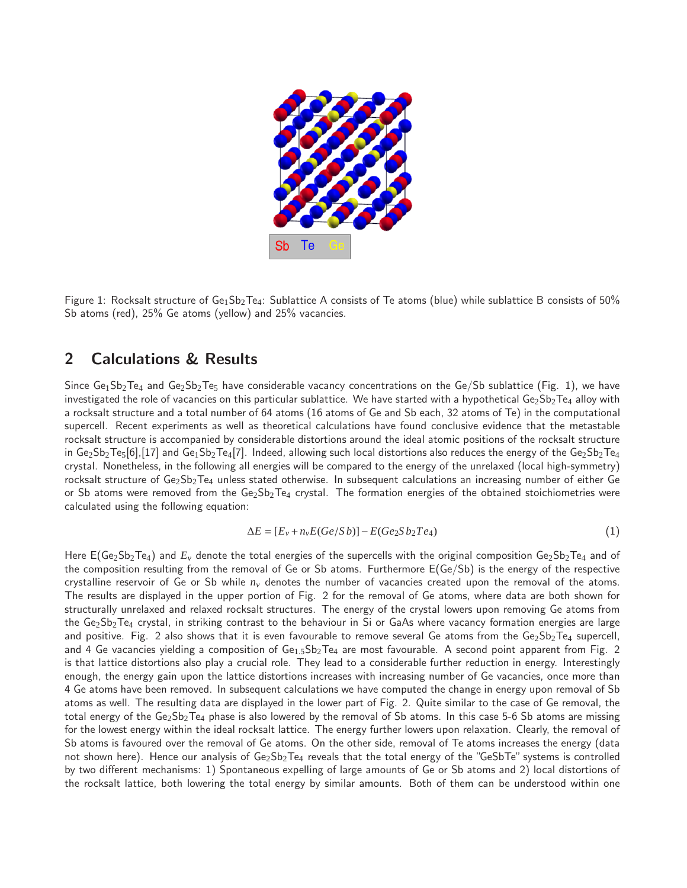Figure 1: Rocksalt structure of $Ge_1Sb_2Te_4$: Sublattice A consists of Te atoms (blue) while sublattice B consists of 50% Sb atoms (red), 25% Ge atoms (yellow) and 25% vacancies.

## 2 Calculations & Results

Since $Ge_1Sb_2Te_4$ and $Ge_2Sb_2Te_5$ have considerable vacancy concentrations on the Ge/Sb sublattice (Fig. 1), we have investigated the role of vacancies on this particular sublattice. We have started with a hypothetical $Ge_2Sb_2Te_4$ alloy with a rocksalt structure and a total number of 64 atoms (16 atoms of Ge and Sb each, 32 atoms of Te) in the computational supercell. Recent experiments as well as theoretical calculations have found conclusive evidence that the metastable rocksalt structure is accompanied by considerable distortions around the ideal atomic positions of the rocksalt structure in $Ge_2Sb_2Te_5$[6],[17] and $Ge_1Sb_2Te_4$[7]. Indeed, allowing such local distortions also reduces the energy of the $Ge_2Sb_2Te_4$ crystal. Nonetheless, in the following all energies will be compared to the energy of the unrelaxed (local high-symmetry) rocksalt structure of $Ge_2Sb_2Te_4$ unless stated otherwise. In subsequent calculations an increasing number of either Ge or Sb atoms were removed from the $Ge_2Sb_2Te_4$ crystal. The formation energies of the obtained stoichiometries were calculated using the following equation:

$$\Delta E = [E_v + n_v E(Ge/Sb)] - E(Ge_2Sb_2Te_4) \tag{1}$$

Here $E(Ge_2Sb_2Te_4)$ and $E_v$ denote the total energies of the supercells with the original composition $Ge_2Sb_2Te_4$ and of the composition resulting from the removal of Ge or Sb atoms. Furthermore E(Ge/Sb) is the energy of the respective crystalline reservoir of Ge or Sb while $n_v$ denotes the number of vacancies created upon the removal of the atoms. The results are displayed in the upper portion of Fig. 2 for the removal of Ge atoms, where data are both shown for structurally unrelaxed and relaxed rocksalt structures. The energy of the crystal lowers upon removing Ge atoms from the $Ge_2Sb_2Te_4$ crystal, in striking contrast to the behaviour in Si or GaAs where vacancy formation energies are large and positive. Fig. 2 also shows that it is even favourable to remove several Ge atoms from the $Ge_2Sb_2Te_4$ supercell, and 4 Ge vacancies yielding a composition of $Ge_{1.5}Sb_2Te_4$ are most favourable. A second point apparent from Fig. 2 is that lattice distortions also play a crucial role. They lead to a considerable further reduction in energy. Interestingly enough, the energy gain upon the lattice distortions increases with increasing number of Ge vacancies, once more than 4 Ge atoms have been removed. In subsequent calculations we have computed the change in energy upon removal of Sb atoms as well. The resulting data are displayed in the lower part of Fig. 2. Quite similar to the case of Ge removal, the total energy of the $Ge_2Sb_2Te_4$ phase is also lowered by the removal of Sb atoms. In this case 5-6 Sb atoms are missing for the lowest energy within the ideal rocksalt lattice. The energy further lowers upon relaxation. Clearly, the removal of Sb atoms is favoured over the removal of Ge atoms. On the other side, removal of Te atoms increases the energy (data not shown here). Hence our analysis of $Ge_2Sb_2Te_4$ reveals that the total energy of the "GeSbTe" systems is controlled by two different mechanisms: 1) Spontaneous expelling of large amounts of Ge or Sb atoms and 2) local distortions of the rocksalt lattice, both lowering the total energy by similar amounts. Both of them can be understood within one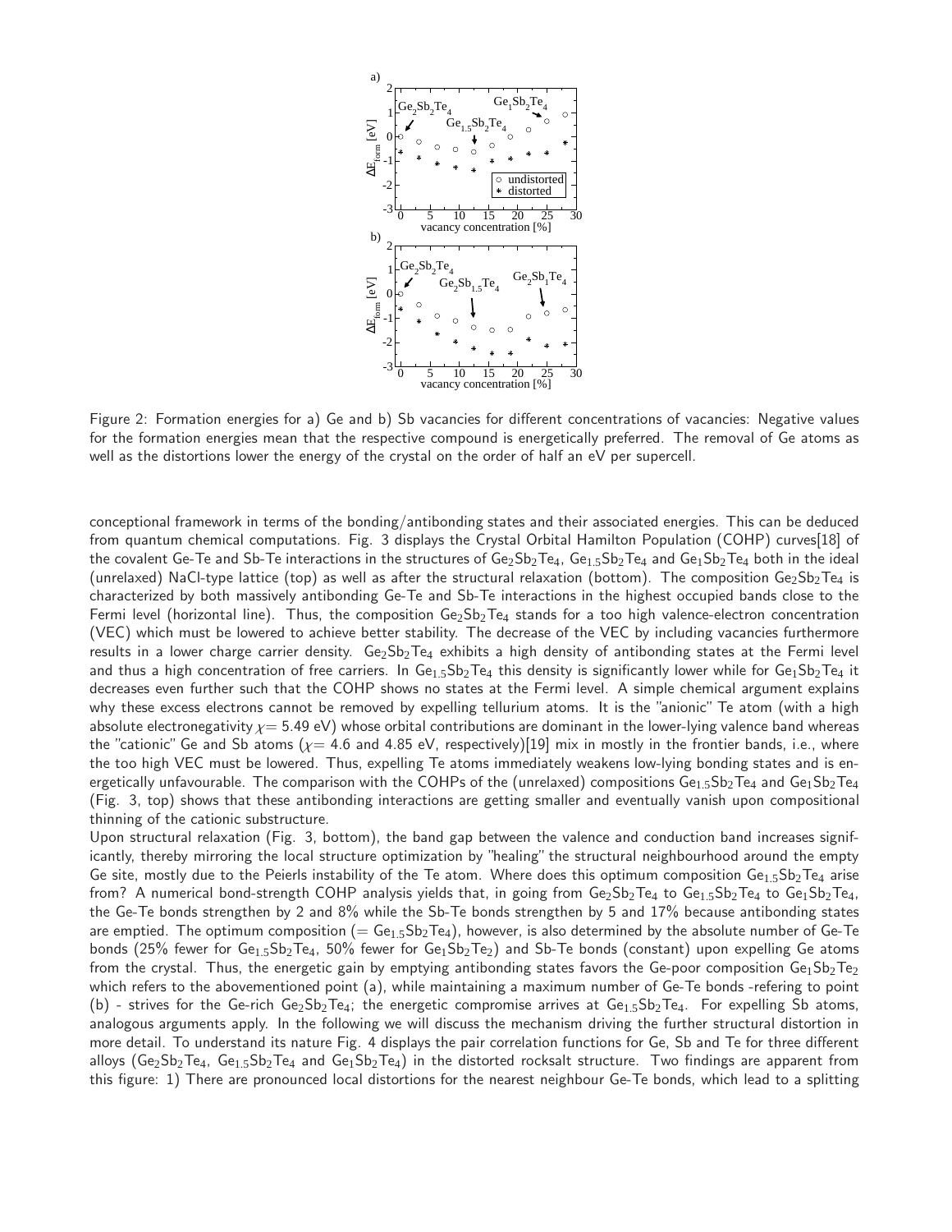Figure 2: Formation energies for a) Ge and b) Sb vacancies for different concentrations of vacancies: Negative values for the formation energies mean that the respective compound is energetically preferred. The removal of Ge atoms as well as the distortions lower the energy of the crystal on the order of half an eV per supercell.

conceptional framework in terms of the bonding/antibonding states and their associated energies. This can be deduced from quantum chemical computations. Fig. 3 displays the Crystal Orbital Hamilton Population (COHP) curves[18] of the covalent Ge-Te and Sb-Te interactions in the structures of $Ge_2Sb_2Te_4$, $Ge_{1.5}Sb_2Te_4$ and $Ge_1Sb_2Te_4$ both in the ideal (unrelaxed) NaCl-type lattice (top) as well as after the structural relaxation (bottom). The composition $Ge_2Sb_2Te_4$ is characterized by both massively antibonding Ge-Te and Sb-Te interactions in the highest occupied bands close to the Fermi level (horizontal line). Thus, the composition $Ge_2Sb_2Te_4$ stands for a too high valence-electron concentration (VEC) which must be lowered to achieve better stability. The decrease of the VEC by including vacancies furthermore results in a lower charge carrier density. $Ge_2Sb_2Te_4$ exhibits a high density of antibonding states at the Fermi level and thus a high concentration of free carriers. In $Ge_{1.5}Sb_2Te_4$ this density is significantly lower while for $Ge_1Sb_2Te_4$ it decreases even further such that the COHP shows no states at the Fermi level. A simple chemical argument explains why these excess electrons cannot be removed by expelling tellurium atoms. It is the "anionic" Te atom (with a high absolute electronegativity $\chi = 5.49$ eV) whose orbital contributions are dominant in the lower-lying valence band whereas the "cationic" Ge and Sb atoms ($\chi = 4.6$ and $4.85$ eV, respectively)[19] mix in mostly in the frontier bands, i.e., where the too high VEC must be lowered. Thus, expelling Te atoms immediately weakens low-lying bonding states and is energetically unfavourable. The comparison with the COHPs of the (unrelaxed) compositions $Ge_{1.5}Sb_2Te_4$ and $Ge_1Sb_2Te_4$ (Fig. 3, top) shows that these antibonding interactions are getting smaller and eventually vanish upon compositional thinning of the cationic substructure.

Upon structural relaxation (Fig. 3, bottom), the band gap between the valence and conduction band increases significantly, thereby mirroring the local structure optimization by "healing" the structural neighbourhood around the empty Ge site, mostly due to the Peierls instability of the Te atom. Where does this optimum composition $Ge_{1.5}Sb_2Te_4$ arise from? A numerical bond-strength COHP analysis yields that, in going from $Ge_2Sb_2Te_4$ to $Ge_{1.5}Sb_2Te_4$ to $Ge_1Sb_2Te_4$, the Ge-Te bonds strengthen by 2 and 8% while the Sb-Te bonds strengthen by 5 and 17% because antibonding states are emptied. The optimum composition ($= Ge_{1.5}Sb_2Te_4$), however, is also determined by the absolute number of Ge-Te bonds (25% fewer for $Ge_{1.5}Sb_2Te_4$, 50% fewer for $Ge_1Sb_2Te_2$) and Sb-Te bonds (constant) upon expelling Ge atoms from the crystal. Thus, the energetic gain by emptying antibonding states favors the Ge-poor composition $Ge_1Sb_2Te_2$ which refers to the abovementioned point (a), while maintaining a maximum number of Ge-Te bonds -refering to point (b) - strives for the Ge-rich $Ge_2Sb_2Te_4$; the energetic compromise arrives at $Ge_{1.5}Sb_2Te_4$. For expelling Sb atoms, analogous arguments apply. In the following we will discuss the mechanism driving the further structural distortion in more detail. To understand its nature Fig. 4 displays the pair correlation functions for Ge, Sb and Te for three different alloys ($Ge_2Sb_2Te_4$, $Ge_{1.5}Sb_2Te_4$ and $Ge_1Sb_2Te_4$) in the distorted rocksalt structure. Two findings are apparent from this figure: 1) There are pronounced local distortions for the nearest neighbour Ge-Te bonds, which lead to a splitting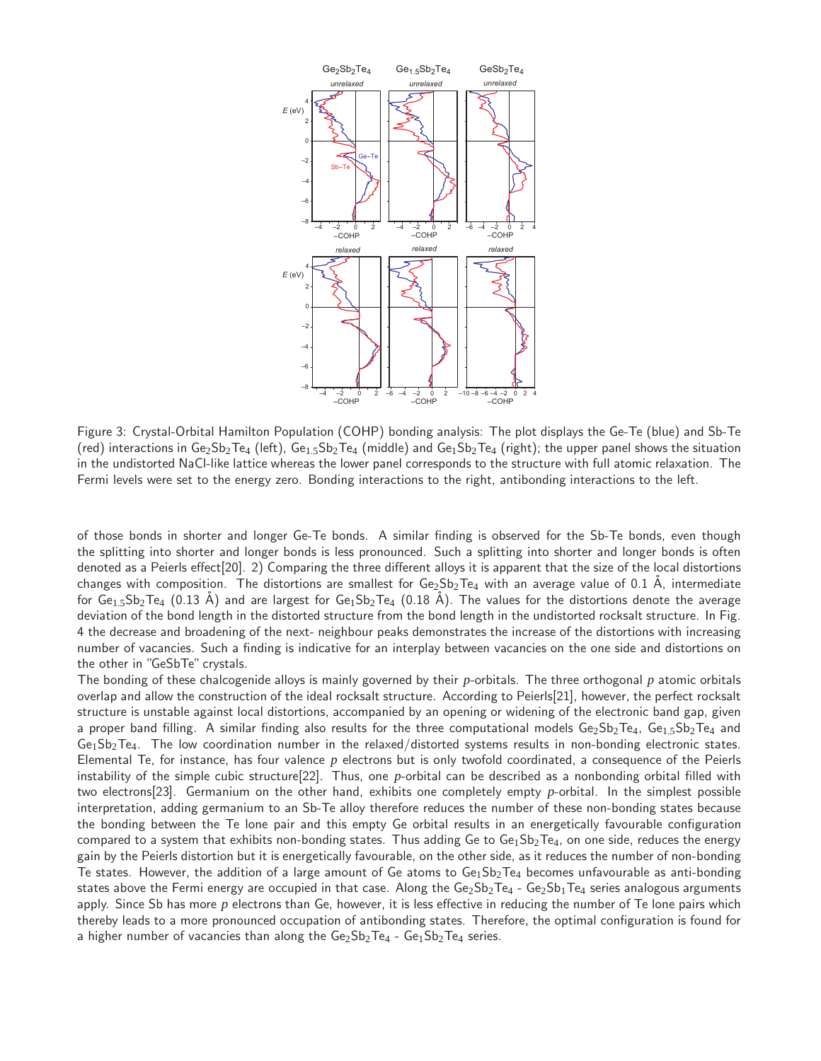Figure 3: Crystal-Orbital Hamilton Population (COHP) bonding analysis: The plot displays the Ge-Te (blue) and Sb-Te (red) interactions in $Ge_2Sb_2Te_4$ (left), $Ge_{1.5}Sb_2Te_4$ (middle) and $Ge_1Sb_2Te_4$ (right); the upper panel shows the situation in the undistorted NaCl-like lattice whereas the lower panel corresponds to the structure with full atomic relaxation. The Fermi levels were set to the energy zero. Bonding interactions to the right, antibonding interactions to the left.

of those bonds in shorter and longer Ge-Te bonds. A similar finding is observed for the Sb-Te bonds, even though the splitting into shorter and longer bonds is less pronounced. Such a splitting into shorter and longer bonds is often denoted as a Peierls effect[20]. 2) Comparing the three different alloys it is apparent that the size of the local distortions changes with composition. The distortions are smallest for $Ge_2Sb_2Te_4$ with an average value of 0.1 Å, intermediate for $Ge_{1.5}Sb_2Te_4$ (0.13 Å) and are largest for $Ge_1Sb_2Te_4$ (0.18 Å). The values for the distortions denote the average deviation of the bond length in the distorted structure from the bond length in the undistorted rocksalt structure. In Fig. 4 the decrease and broadening of the next- neighbour peaks demonstrates the increase of the distortions with increasing number of vacancies. Such a finding is indicative for an interplay between vacancies on the one side and distortions on the other in "GeSbTe" crystals.

The bonding of these chalcogenide alloys is mainly governed by their $p$-orbitals. The three orthogonal $p$ atomic orbitals overlap and allow the construction of the ideal rocksalt structure. According to Peierls[21], however, the perfect rocksalt structure is unstable against local distortions, accompanied by an opening or widening of the electronic band gap, given a proper band filling. A similar finding also results for the three computational models $Ge_2Sb_2Te_4$, $Ge_{1.5}Sb_2Te_4$ and $Ge_1Sb_2Te_4$. The low coordination number in the relaxed/distorted systems results in non-bonding electronic states. Elemental Te, for instance, has four valence $p$ electrons but is only twofold coordinated, a consequence of the Peierls instability of the simple cubic structure[22]. Thus, one $p$-orbital can be described as a nonbonding orbital filled with two electrons[23]. Germanium on the other hand, exhibits one completely empty $p$-orbital. In the simplest possible interpretation, adding germanium to an Sb-Te alloy therefore reduces the number of these non-bonding states because the bonding between the Te lone pair and this empty Ge orbital results in an energetically favourable configuration compared to a system that exhibits non-bonding states. Thus adding Ge to $Ge_1Sb_2Te_4$, on one side, reduces the energy gain by the Peierls distortion but it is energetically favourable, on the other side, as it reduces the number of non-bonding Te states. However, the addition of a large amount of Ge atoms to $Ge_1Sb_2Te_4$ becomes unfavourable as anti-bonding states above the Fermi energy are occupied in that case. Along the $Ge_2Sb_2Te_4$ - $Ge_2Sb_1Te_4$ series analogous arguments apply. Since Sb has more $p$ electrons than Ge, however, it is less effective in reducing the number of Te lone pairs which thereby leads to a more pronounced occupation of antibonding states. Therefore, the optimal configuration is found for a higher number of vacancies than along the $Ge_2Sb_2Te_4$ - $Ge_1Sb_2Te_4$ series.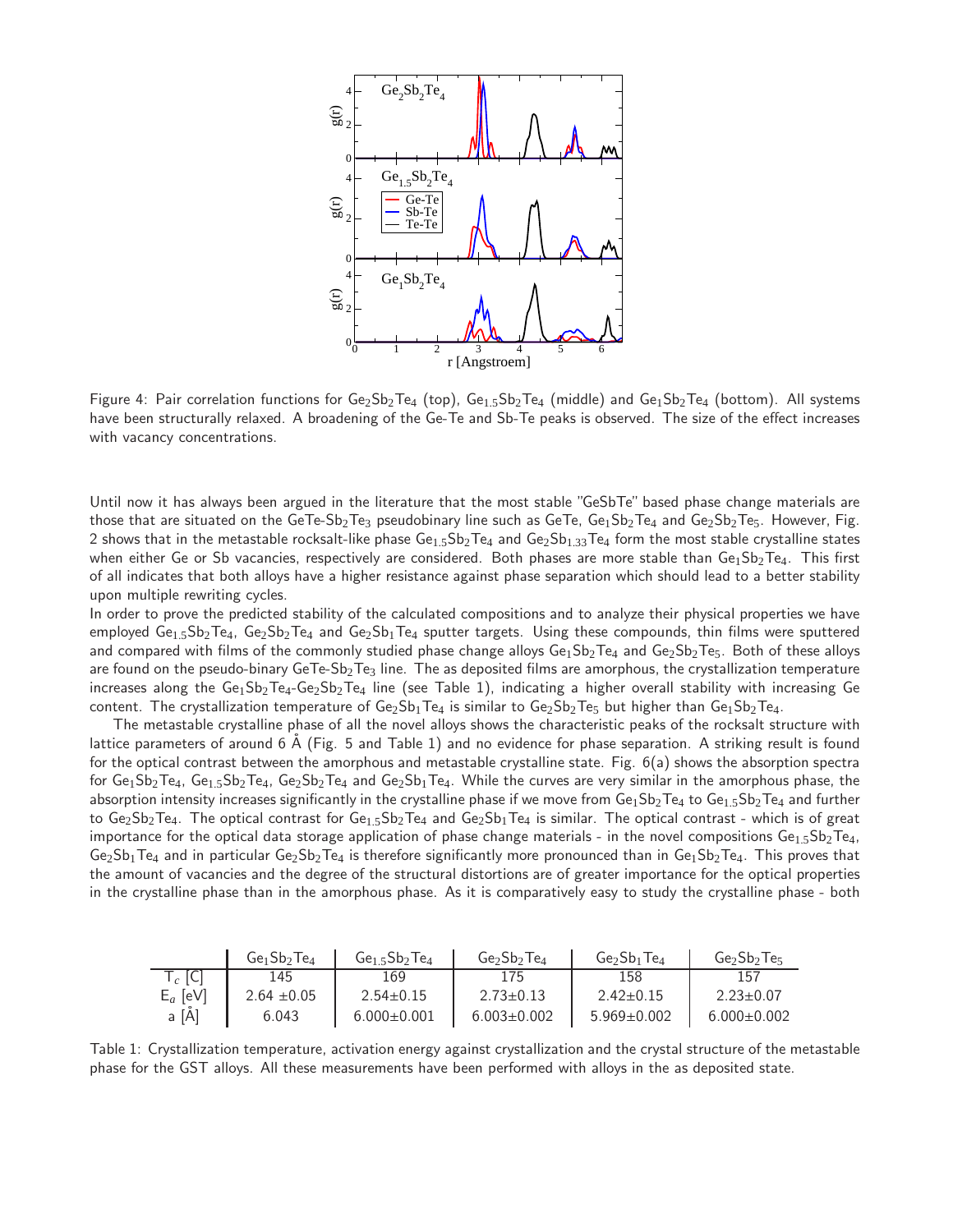Figure 4: Pair correlation functions for $Ge_2Sb_2Te_4$ (top), $Ge_{1.5}Sb_2Te_4$ (middle) and $Ge_1Sb_2Te_4$ (bottom). All systems have been structurally relaxed. A broadening of the Ge-Te and Sb-Te peaks is observed. The size of the effect increases with vacancy concentrations.

Until now it has always been argued in the literature that the most stable "GeSbTe" based phase change materials are those that are situated on the GeTe-$Sb_2Te_3$ pseudobinary line such as GeTe, $Ge_1Sb_2Te_4$ and $Ge_2Sb_2Te_5$. However, Fig. 2 shows that in the metastable rocksalt-like phase $Ge_{1.5}Sb_2Te_4$ and $Ge_2Sb_{1.33}Te_4$ form the most stable crystalline states when either Ge or Sb vacancies, respectively are considered. Both phases are more stable than $Ge_1Sb_2Te_4$. This first of all indicates that both alloys have a higher resistance against phase separation which should lead to a better stability upon multiple rewriting cycles.

In order to prove the predicted stability of the calculated compositions and to analyze their physical properties we have employed $Ge_{1.5}Sb_2Te_4$, $Ge_2Sb_2Te_4$ and $Ge_2Sb_1Te_4$ sputter targets. Using these compounds, thin films were sputtered and compared with films of the commonly studied phase change alloys $Ge_1Sb_2Te_4$ and $Ge_2Sb_2Te_5$. Both of these alloys are found on the pseudo-binary GeTe-$Sb_2Te_3$ line. The as deposited films are amorphous, the crystallization temperature increases along the $Ge_1Sb_2Te_4$-$Ge_2Sb_2Te_4$ line (see Table 1), indicating a higher overall stability with increasing Ge content. The crystallization temperature of $Ge_2Sb_1Te_4$ is similar to $Ge_2Sb_2Te_5$ but higher than $Ge_1Sb_2Te_4$.

The metastable crystalline phase of all the novel alloys shows the characteristic peaks of the rocksalt structure with lattice parameters of around 6 Å (Fig. 5 and Table 1) and no evidence for phase separation. A striking result is found for the optical contrast between the amorphous and metastable crystalline state. Fig. 6(a) shows the absorption spectra for $Ge_1Sb_2Te_4$, $Ge_{1.5}Sb_2Te_4$, $Ge_2Sb_2Te_4$ and $Ge_2Sb_1Te_4$. While the curves are very similar in the amorphous phase, the absorption intensity increases significantly in the crystalline phase if we move from $Ge_1Sb_2Te_4$ to $Ge_{1.5}Sb_2Te_4$ and further to $Ge_2Sb_2Te_4$. The optical contrast for $Ge_{1.5}Sb_2Te_4$ and $Ge_2Sb_1Te_4$ is similar. The optical contrast - which is of great importance for the optical data storage application of phase change materials - in the novel compositions $Ge_{1.5}Sb_2Te_4$, $Ge_2Sb_1Te_4$ and in particular $Ge_2Sb_2Te_4$ is therefore significantly more pronounced than in $Ge_1Sb_2Te_4$. This proves that the amount of vacancies and the degree of the structural distortions are of greater importance for the optical properties in the crystalline phase than in the amorphous phase. As it is comparatively easy to study the crystalline phase - both

| | $Ge_1Sb_2Te_4$ | $Ge_{1.5}Sb_2Te_4$ | $Ge_2Sb_2Te_4$ | $Ge_2Sb_1Te_4$ | $Ge_2Sb_2Te_5$ |
|---|---|---|---|---|---|
| $T_c$ [C] | 145 | 169 | 175 | 158 | 157 |
| $E_a$ [eV] | 2.64 ±0.05 | 2.54±0.15 | 2.73±0.13 | 2.42±0.15 | 2.23±0.07 |
| a [Å] | 6.043 | 6.000±0.001 | 6.003±0.002 | 5.969±0.002 | 6.000±0.002 |

Table 1: Crystallization temperature, activation energy against crystallization and the crystal structure of the metastable phase for the GST alloys. All these measurements have been performed with alloys in the as deposited state.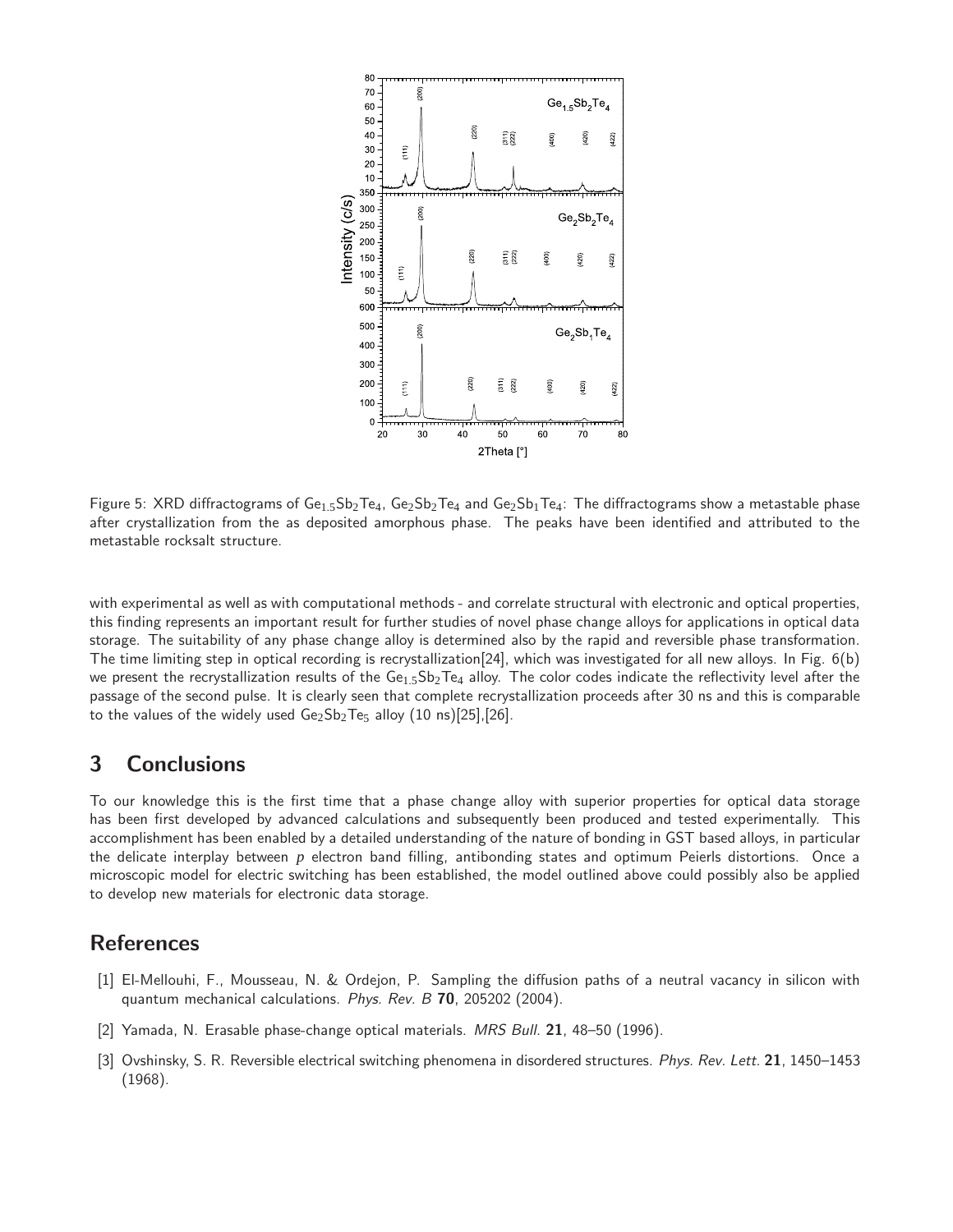Figure 5: XRD diffractograms of $Ge_{1.5}Sb_2Te_4$, $Ge_2Sb_2Te_4$ and $Ge_2Sb_1Te_4$: The diffractograms show a metastable phase after crystallization from the as deposited amorphous phase. The peaks have been identified and attributed to the metastable rocksalt structure.

with experimental as well as with computational methods - and correlate structural with electronic and optical properties, this finding represents an important result for further studies of novel phase change alloys for applications in optical data storage. The suitability of any phase change alloy is determined also by the rapid and reversible phase transformation. The time limiting step in optical recording is recrystallization[24], which was investigated for all new alloys. In Fig. 6(b) we present the recrystallization results of the $Ge_{1.5}Sb_2Te_4$ alloy. The color codes indicate the reflectivity level after the passage of the second pulse. It is clearly seen that complete recrystallization proceeds after 30 ns and this is comparable to the values of the widely used $Ge_2Sb_2Te_5$ alloy (10 ns)[25],[26].

## 3 Conclusions

To our knowledge this is the first time that a phase change alloy with superior properties for optical data storage has been first developed by advanced calculations and subsequently been produced and tested experimentally. This accomplishment has been enabled by a detailed understanding of the nature of bonding in GST based alloys, in particular the delicate interplay between $p$ electron band filling, antibonding states and optimum Peierls distortions. Once a microscopic model for electric switching has been established, the model outlined above could possibly also be applied to develop new materials for electronic data storage.

## References

[1] El-Mellouhi, F., Mousseau, N. & Ordejon, P. Sampling the diffusion paths of a neutral vacancy in silicon with quantum mechanical calculations. *Phys. Rev. B* **70**, 205202 (2004).

[2] Yamada, N. Erasable phase-change optical materials. *MRS Bull.* **21**, 48–50 (1996).

[3] Ovshinsky, S. R. Reversible electrical switching phenomena in disordered structures. *Phys. Rev. Lett.* **21**, 1450–1453 (1968).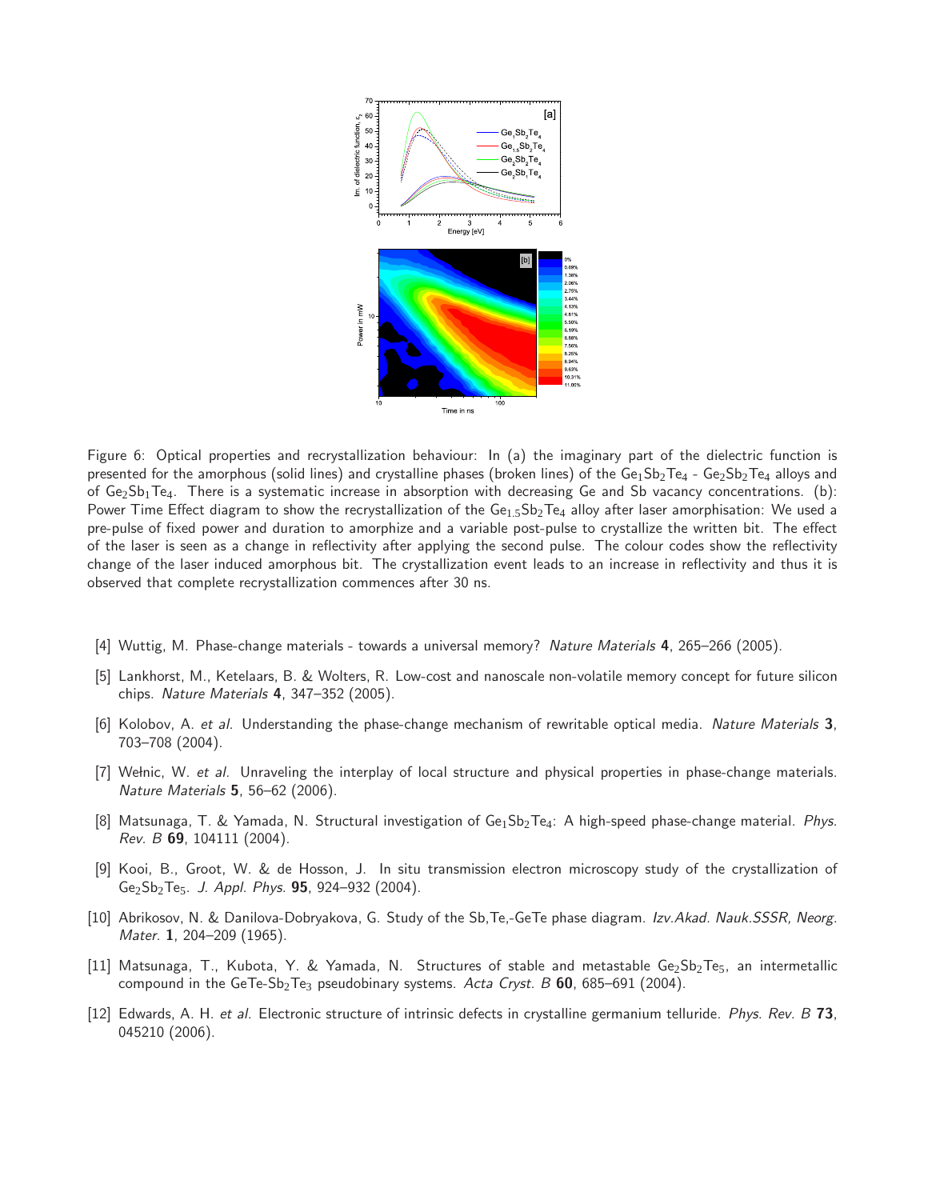Figure 6: Optical properties and recrystallization behaviour: In (a) the imaginary part of the dielectric function is presented for the amorphous (solid lines) and crystalline phases (broken lines) of the $Ge_1Sb_2Te_4$ - $Ge_2Sb_2Te_4$ alloys and of $Ge_2Sb_1Te_4$. There is a systematic increase in absorption with decreasing Ge and Sb vacancy concentrations. (b): Power Time Effect diagram to show the recrystallization of the $Ge_{1.5}Sb_2Te_4$ alloy after laser amorphisation: We used a pre-pulse of fixed power and duration to amorphize and a variable post-pulse to crystallize the written bit. The effect of the laser is seen as a change in reflectivity after applying the second pulse. The colour codes show the reflectivity change of the laser induced amorphous bit. The crystallization event leads to an increase in reflectivity and thus it is observed that complete recrystallization commences after 30 ns.

[4] Wuttig, M. Phase-change materials - towards a universal memory? *Nature Materials* **4**, 265–266 (2005).

[5] Lankhorst, M., Ketelaars, B. & Wolters, R. Low-cost and nanoscale non-volatile memory concept for future silicon chips. *Nature Materials* **4**, 347–352 (2005).

[6] Kolobov, A. *et al.* Understanding the phase-change mechanism of rewritable optical media. *Nature Materials* **3**, 703–708 (2004).

[7] Wełnic, W. *et al.* Unraveling the interplay of local structure and physical properties in phase-change materials. *Nature Materials* **5**, 56–62 (2006).

[8] Matsunaga, T. & Yamada, N. Structural investigation of $Ge_1Sb_2Te_4$: A high-speed phase-change material. *Phys. Rev. B* **69**, 104111 (2004).

[9] Kooi, B., Groot, W. & de Hosson, J. In situ transmission electron microscopy study of the crystallization of $Ge_2Sb_2Te_5$. *J. Appl. Phys.* **95**, 924–932 (2004).

[10] Abrikosov, N. & Danilova-Dobryakova, G. Study of the Sb,Te,-GeTe phase diagram. *Izv.Akad. Nauk.SSSR, Neorg. Mater.* **1**, 204–209 (1965).

[11] Matsunaga, T., Kubota, Y. & Yamada, N. Structures of stable and metastable $Ge_2Sb_2Te_5$, an intermetallic compound in the GeTe-$Sb_2Te_3$ pseudobinary systems. *Acta Cryst. B* **60**, 685–691 (2004).

[12] Edwards, A. H. *et al.* Electronic structure of intrinsic defects in crystalline germanium telluride. *Phys. Rev. B* **73**, 045210 (2006).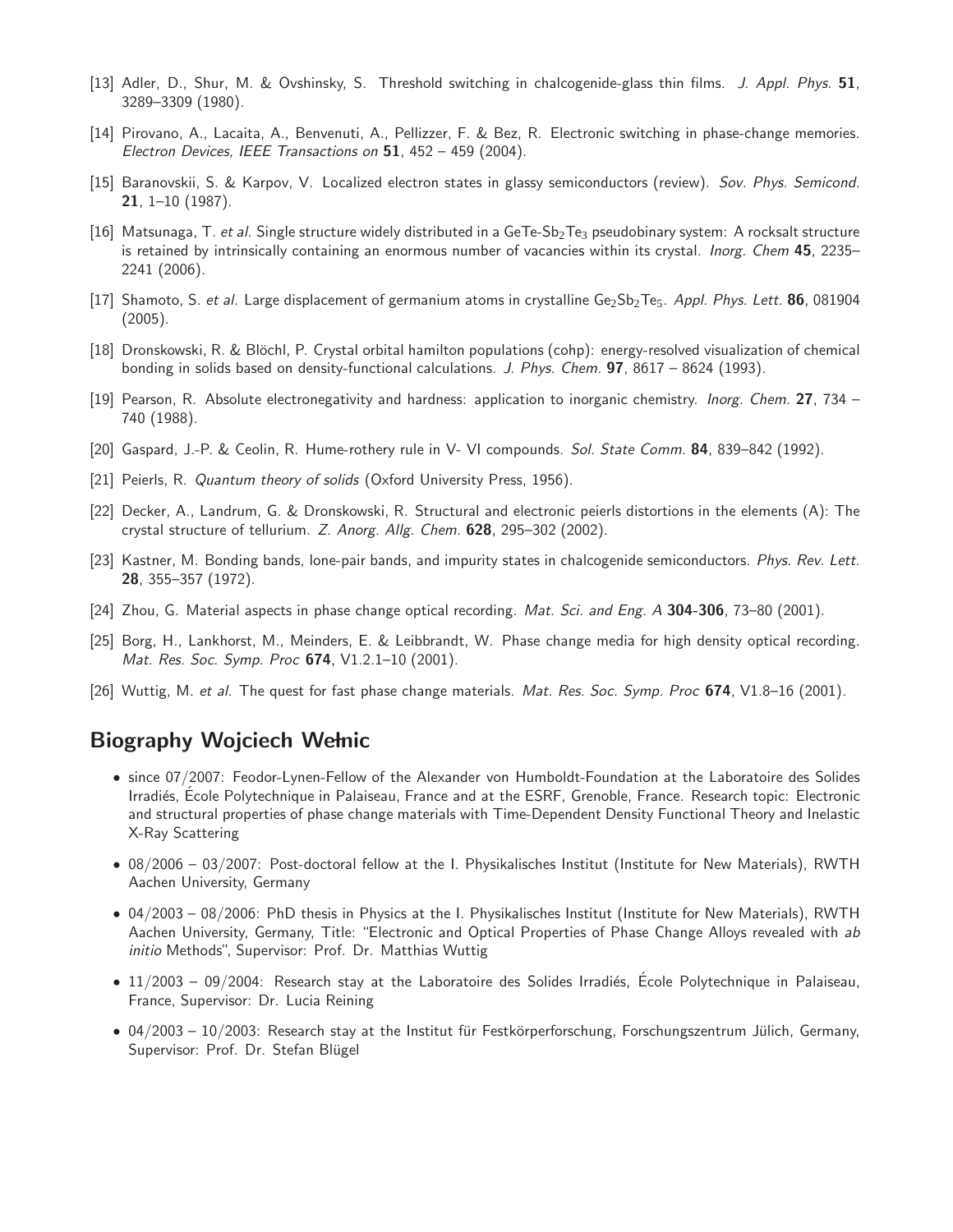[13] Adler, D., Shur, M. & Ovshinsky, S. Threshold switching in chalcogenide-glass thin films. *J. Appl. Phys.* **51**, 3289–3309 (1980).

[14] Pirovano, A., Lacaita, A., Benvenuti, A., Pellizzer, F. & Bez, R. Electronic switching in phase-change memories. *Electron Devices, IEEE Transactions on* **51**, 452 – 459 (2004).

[15] Baranovskii, S. & Karpov, V. Localized electron states in glassy semiconductors (review). *Sov. Phys. Semicond.* **21**, 1–10 (1987).

[16] Matsunaga, T. *et al.* Single structure widely distributed in a GeTe-$Sb_2Te_3$ pseudobinary system: A rocksalt structure is retained by intrinsically containing an enormous number of vacancies within its crystal. *Inorg. Chem* **45**, 2235–2241 (2006).

[17] Shamoto, S. *et al.* Large displacement of germanium atoms in crystalline $Ge_2Sb_2Te_5$. *Appl. Phys. Lett.* **86**, 081904 (2005).

[18] Dronskowski, R. & Blöchl, P. Crystal orbital hamilton populations (cohp): energy-resolved visualization of chemical bonding in solids based on density-functional calculations. *J. Phys. Chem.* **97**, 8617 – 8624 (1993).

[19] Pearson, R. Absolute electronegativity and hardness: application to inorganic chemistry. *Inorg. Chem.* **27**, 734 – 740 (1988).

[20] Gaspard, J.-P. & Ceolin, R. Hume-rothery rule in V- VI compounds. *Sol. State Comm.* **84**, 839–842 (1992).

[21] Peierls, R. *Quantum theory of solids* (Oxford University Press, 1956).

[22] Decker, A., Landrum, G. & Dronskowski, R. Structural and electronic peierls distortions in the elements (A): The crystal structure of tellurium. *Z. Anorg. Allg. Chem.* **628**, 295–302 (2002).

[23] Kastner, M. Bonding bands, lone-pair bands, and impurity states in chalcogenide semiconductors. *Phys. Rev. Lett.* **28**, 355–357 (1972).

[24] Zhou, G. Material aspects in phase change optical recording. *Mat. Sci. and Eng. A* **304-306**, 73–80 (2001).

[25] Borg, H., Lankhorst, M., Meinders, E. & Leibbrandt, W. Phase change media for high density optical recording. *Mat. Res. Soc. Symp. Proc* **674**, V1.2.1–10 (2001).

[26] Wuttig, M. *et al.* The quest for fast phase change materials. *Mat. Res. Soc. Symp. Proc* **674**, V1.8–16 (2001).

## Biography Wojciech Wełnic

- since 07/2007: Feodor-Lynen-Fellow of the Alexander von Humboldt-Foundation at the Laboratoire des Solides Irradiés, École Polytechnique in Palaiseau, France and at the ESRF, Grenoble, France. Research topic: Electronic and structural properties of phase change materials with Time-Dependent Density Functional Theory and Inelastic X-Ray Scattering
- 08/2006 – 03/2007: Post-doctoral fellow at the I. Physikalisches Institut (Institute for New Materials), RWTH Aachen University, Germany
- 04/2003 – 08/2006: PhD thesis in Physics at the I. Physikalisches Institut (Institute for New Materials), RWTH Aachen University, Germany, Title: "Electronic and Optical Properties of Phase Change Alloys revealed with *ab initio* Methods", Supervisor: Prof. Dr. Matthias Wuttig
- 11/2003 – 09/2004: Research stay at the Laboratoire des Solides Irradiés, École Polytechnique in Palaiseau, France, Supervisor: Dr. Lucia Reining
- 04/2003 – 10/2003: Research stay at the Institut für Festkörperforschung, Forschungszentrum Jülich, Germany, Supervisor: Prof. Dr. Stefan Blügel